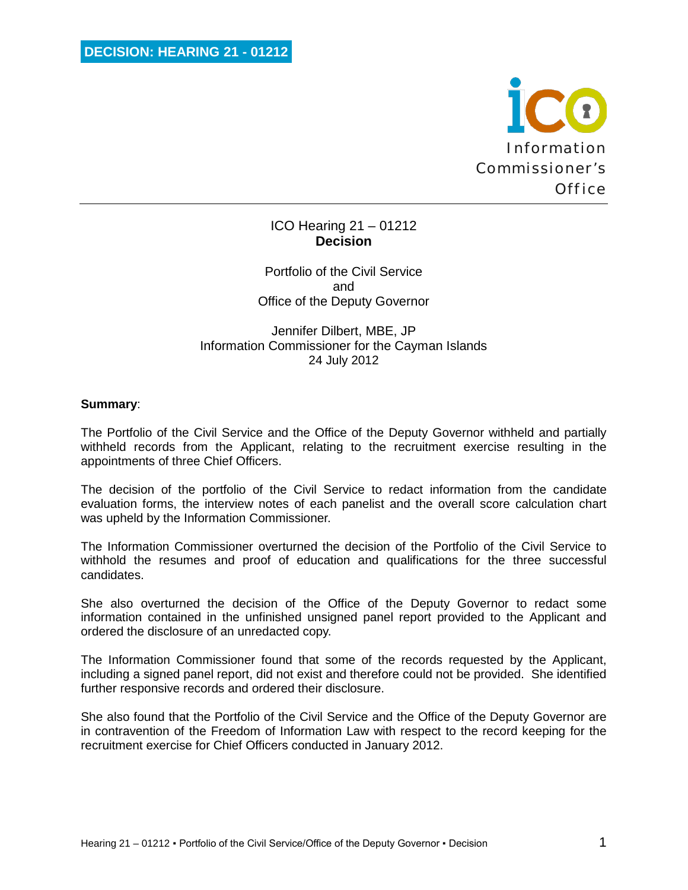**DECISION: HEARING 21 - 01212**

Information Commissioner's Office

ICO Hearing 21 – 01212
**Decision**

Portfolio of the Civil Service
and
Office of the Deputy Governor

Jennifer Dilbert, MBE, JP
Information Commissioner for the Cayman Islands
24 July 2012

**Summary**:

The Portfolio of the Civil Service and the Office of the Deputy Governor withheld and partially withheld records from the Applicant, relating to the recruitment exercise resulting in the appointments of three Chief Officers.

The decision of the portfolio of the Civil Service to redact information from the candidate evaluation forms, the interview notes of each panelist and the overall score calculation chart was upheld by the Information Commissioner.

The Information Commissioner overturned the decision of the Portfolio of the Civil Service to withhold the resumes and proof of education and qualifications for the three successful candidates.

She also overturned the decision of the Office of the Deputy Governor to redact some information contained in the unfinished unsigned panel report provided to the Applicant and ordered the disclosure of an unredacted copy.

The Information Commissioner found that some of the records requested by the Applicant, including a signed panel report, did not exist and therefore could not be provided. She identified further responsive records and ordered their disclosure.

She also found that the Portfolio of the Civil Service and the Office of the Deputy Governor are in contravention of the Freedom of Information Law with respect to the record keeping for the recruitment exercise for Chief Officers conducted in January 2012.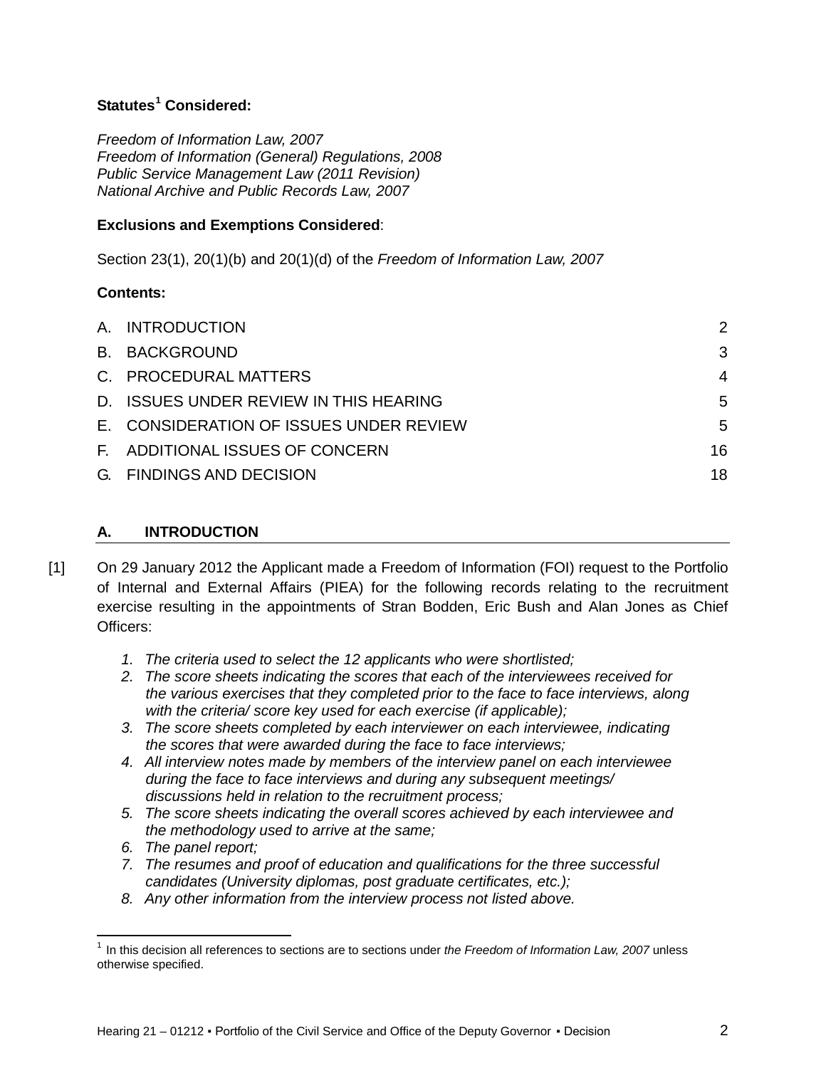**Statutes[1] Considered:**

*Freedom of Information Law, 2007*
*Freedom of Information (General) Regulations, 2008*
*Public Service Management Law (2011 Revision)*
*National Archive and Public Records Law, 2007*

**Exclusions and Exemptions Considered**:

Section 23(1), 20(1)(b) and 20(1)(d) of the *Freedom of Information Law, 2007*

**Contents:**

| | | |
|---|---|---|
| A. | INTRODUCTION | 2 |
| B. | BACKGROUND | 3 |
| C. | PROCEDURAL MATTERS | 4 |
| D. | ISSUES UNDER REVIEW IN THIS HEARING | 5 |
| E. | CONSIDERATION OF ISSUES UNDER REVIEW | 5 |
| F. | ADDITIONAL ISSUES OF CONCERN | 16 |
| G. | FINDINGS AND DECISION | 18 |

## A. INTRODUCTION

[1] On 29 January 2012 the Applicant made a Freedom of Information (FOI) request to the Portfolio of Internal and External Affairs (PIEA) for the following records relating to the recruitment exercise resulting in the appointments of Stran Bodden, Eric Bush and Alan Jones as Chief Officers:

1. *The criteria used to select the 12 applicants who were shortlisted;*
2. *The score sheets indicating the scores that each of the interviewees received for the various exercises that they completed prior to the face to face interviews, along with the criteria/ score key used for each exercise (if applicable);*
3. *The score sheets completed by each interviewer on each interviewee, indicating the scores that were awarded during the face to face interviews;*
4. *All interview notes made by members of the interview panel on each interviewee during the face to face interviews and during any subsequent meetings/ discussions held in relation to the recruitment process;*
5. *The score sheets indicating the overall scores achieved by each interviewee and the methodology used to arrive at the same;*
6. *The panel report;*
7. *The resumes and proof of education and qualifications for the three successful candidates (University diplomas, post graduate certificates, etc.);*
8. *Any other information from the interview process not listed above.*

---

[1] In this decision all references to sections are to sections under *the Freedom of Information Law, 2007* unless otherwise specified.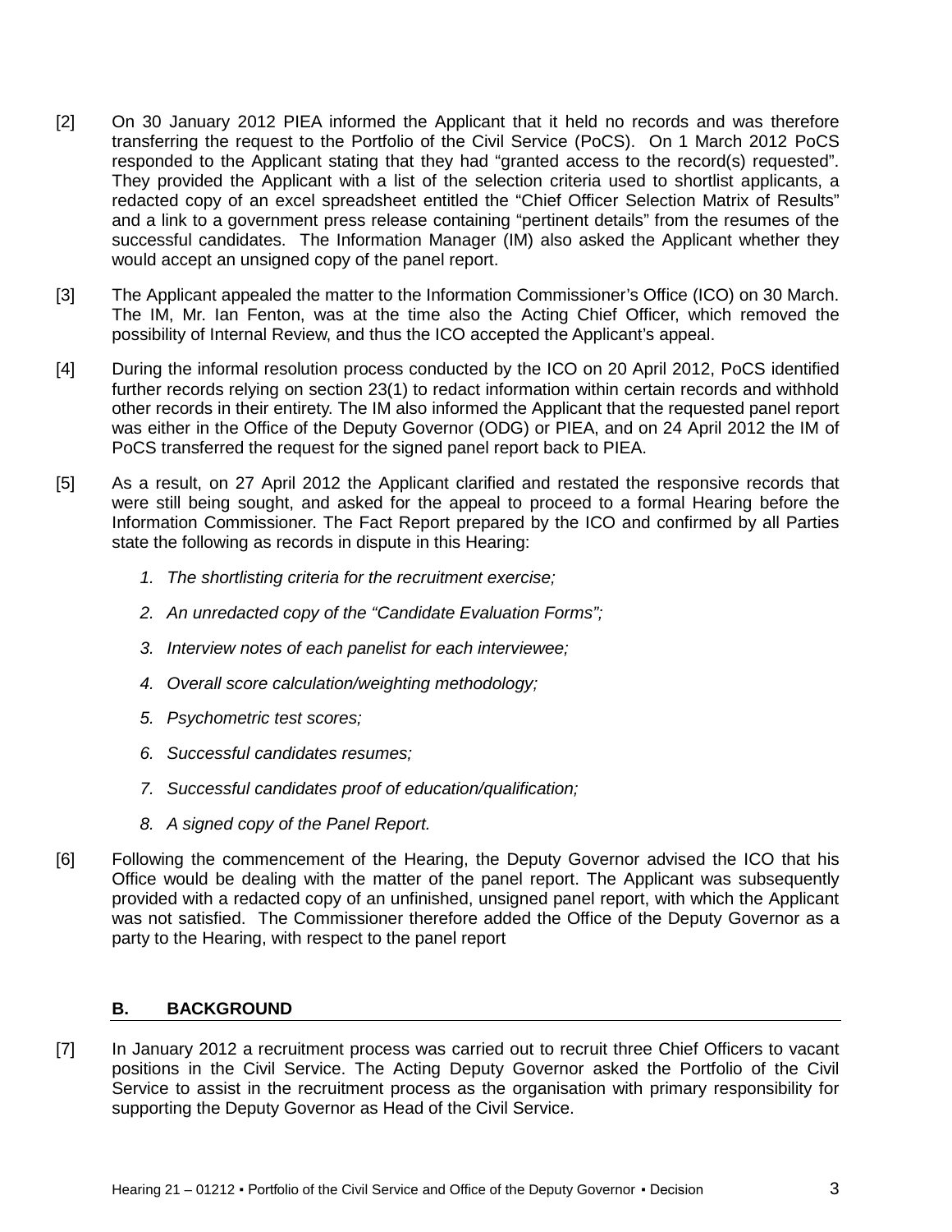[2] On 30 January 2012 PIEA informed the Applicant that it held no records and was therefore transferring the request to the Portfolio of the Civil Service (PoCS). On 1 March 2012 PoCS responded to the Applicant stating that they had "granted access to the record(s) requested". They provided the Applicant with a list of the selection criteria used to shortlist applicants, a redacted copy of an excel spreadsheet entitled the "Chief Officer Selection Matrix of Results" and a link to a government press release containing "pertinent details" from the resumes of the successful candidates. The Information Manager (IM) also asked the Applicant whether they would accept an unsigned copy of the panel report.

[3] The Applicant appealed the matter to the Information Commissioner's Office (ICO) on 30 March. The IM, Mr. Ian Fenton, was at the time also the Acting Chief Officer, which removed the possibility of Internal Review, and thus the ICO accepted the Applicant's appeal.

[4] During the informal resolution process conducted by the ICO on 20 April 2012, PoCS identified further records relying on section 23(1) to redact information within certain records and withhold other records in their entirety. The IM also informed the Applicant that the requested panel report was either in the Office of the Deputy Governor (ODG) or PIEA, and on 24 April 2012 the IM of PoCS transferred the request for the signed panel report back to PIEA.

[5] As a result, on 27 April 2012 the Applicant clarified and restated the responsive records that were still being sought, and asked for the appeal to proceed to a formal Hearing before the Information Commissioner. The Fact Report prepared by the ICO and confirmed by all Parties state the following as records in dispute in this Hearing:

1. *The shortlisting criteria for the recruitment exercise;*
2. *An unredacted copy of the "Candidate Evaluation Forms";*
3. *Interview notes of each panelist for each interviewee;*
4. *Overall score calculation/weighting methodology;*
5. *Psychometric test scores;*
6. *Successful candidates resumes;*
7. *Successful candidates proof of education/qualification;*
8. *A signed copy of the Panel Report.*

[6] Following the commencement of the Hearing, the Deputy Governor advised the ICO that his Office would be dealing with the matter of the panel report. The Applicant was subsequently provided with a redacted copy of an unfinished, unsigned panel report, with which the Applicant was not satisfied. The Commissioner therefore added the Office of the Deputy Governor as a party to the Hearing, with respect to the panel report

## B. BACKGROUND

[7] In January 2012 a recruitment process was carried out to recruit three Chief Officers to vacant positions in the Civil Service. The Acting Deputy Governor asked the Portfolio of the Civil Service to assist in the recruitment process as the organisation with primary responsibility for supporting the Deputy Governor as Head of the Civil Service.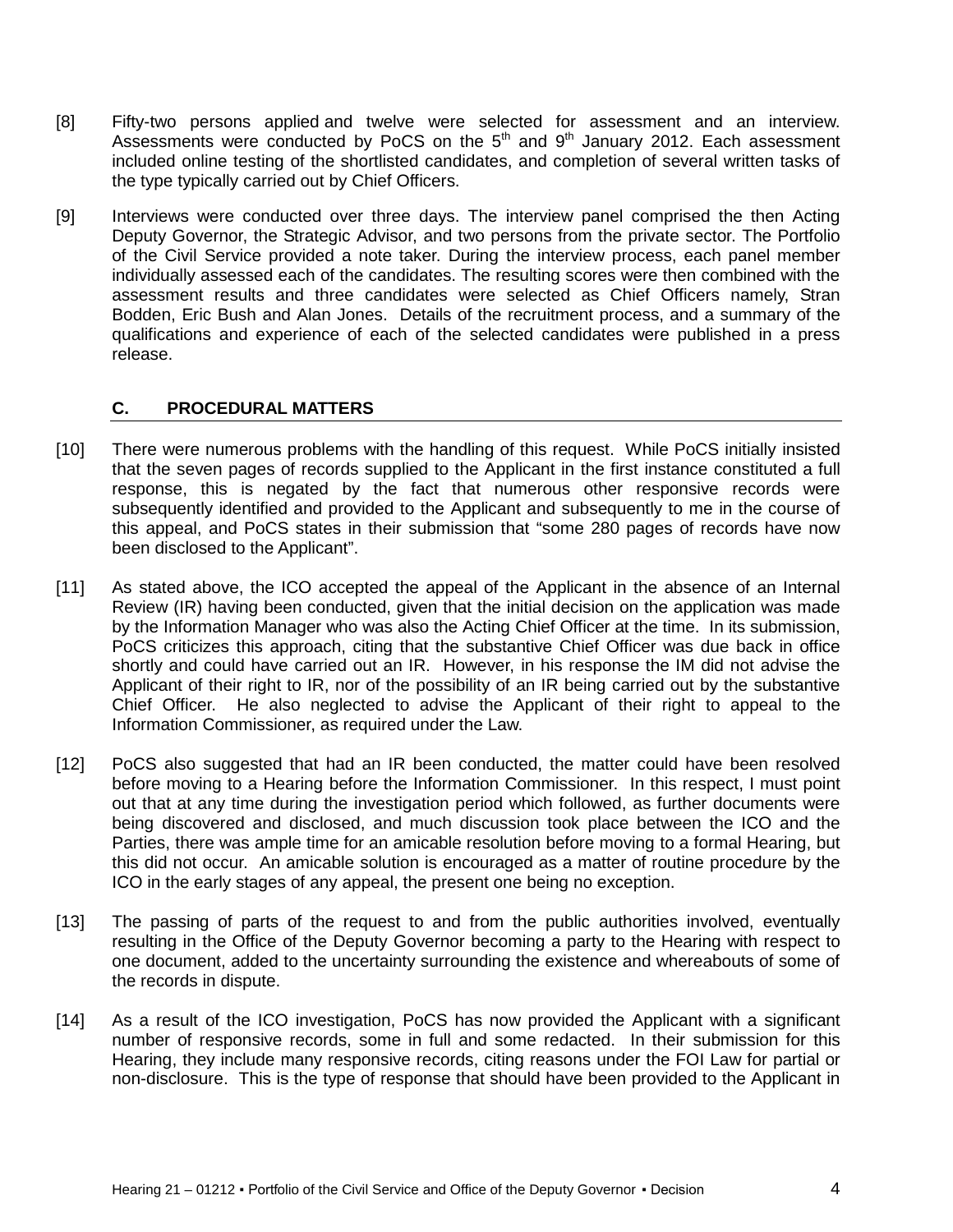[8] Fifty-two persons applied and twelve were selected for assessment and an interview. Assessments were conducted by PoCS on the 5th and 9th January 2012. Each assessment included online testing of the shortlisted candidates, and completion of several written tasks of the type typically carried out by Chief Officers.

[9] Interviews were conducted over three days. The interview panel comprised the then Acting Deputy Governor, the Strategic Advisor, and two persons from the private sector. The Portfolio of the Civil Service provided a note taker. During the interview process, each panel member individually assessed each of the candidates. The resulting scores were then combined with the assessment results and three candidates were selected as Chief Officers namely, Stran Bodden, Eric Bush and Alan Jones. Details of the recruitment process, and a summary of the qualifications and experience of each of the selected candidates were published in a press release.

## C. PROCEDURAL MATTERS

[10] There were numerous problems with the handling of this request. While PoCS initially insisted that the seven pages of records supplied to the Applicant in the first instance constituted a full response, this is negated by the fact that numerous other responsive records were subsequently identified and provided to the Applicant and subsequently to me in the course of this appeal, and PoCS states in their submission that "some 280 pages of records have now been disclosed to the Applicant".

[11] As stated above, the ICO accepted the appeal of the Applicant in the absence of an Internal Review (IR) having been conducted, given that the initial decision on the application was made by the Information Manager who was also the Acting Chief Officer at the time. In its submission, PoCS criticizes this approach, citing that the substantive Chief Officer was due back in office shortly and could have carried out an IR. However, in his response the IM did not advise the Applicant of their right to IR, nor of the possibility of an IR being carried out by the substantive Chief Officer. He also neglected to advise the Applicant of their right to appeal to the Information Commissioner, as required under the Law.

[12] PoCS also suggested that had an IR been conducted, the matter could have been resolved before moving to a Hearing before the Information Commissioner. In this respect, I must point out that at any time during the investigation period which followed, as further documents were being discovered and disclosed, and much discussion took place between the ICO and the Parties, there was ample time for an amicable resolution before moving to a formal Hearing, but this did not occur. An amicable solution is encouraged as a matter of routine procedure by the ICO in the early stages of any appeal, the present one being no exception.

[13] The passing of parts of the request to and from the public authorities involved, eventually resulting in the Office of the Deputy Governor becoming a party to the Hearing with respect to one document, added to the uncertainty surrounding the existence and whereabouts of some of the records in dispute.

[14] As a result of the ICO investigation, PoCS has now provided the Applicant with a significant number of responsive records, some in full and some redacted. In their submission for this Hearing, they include many responsive records, citing reasons under the FOI Law for partial or non-disclosure. This is the type of response that should have been provided to the Applicant in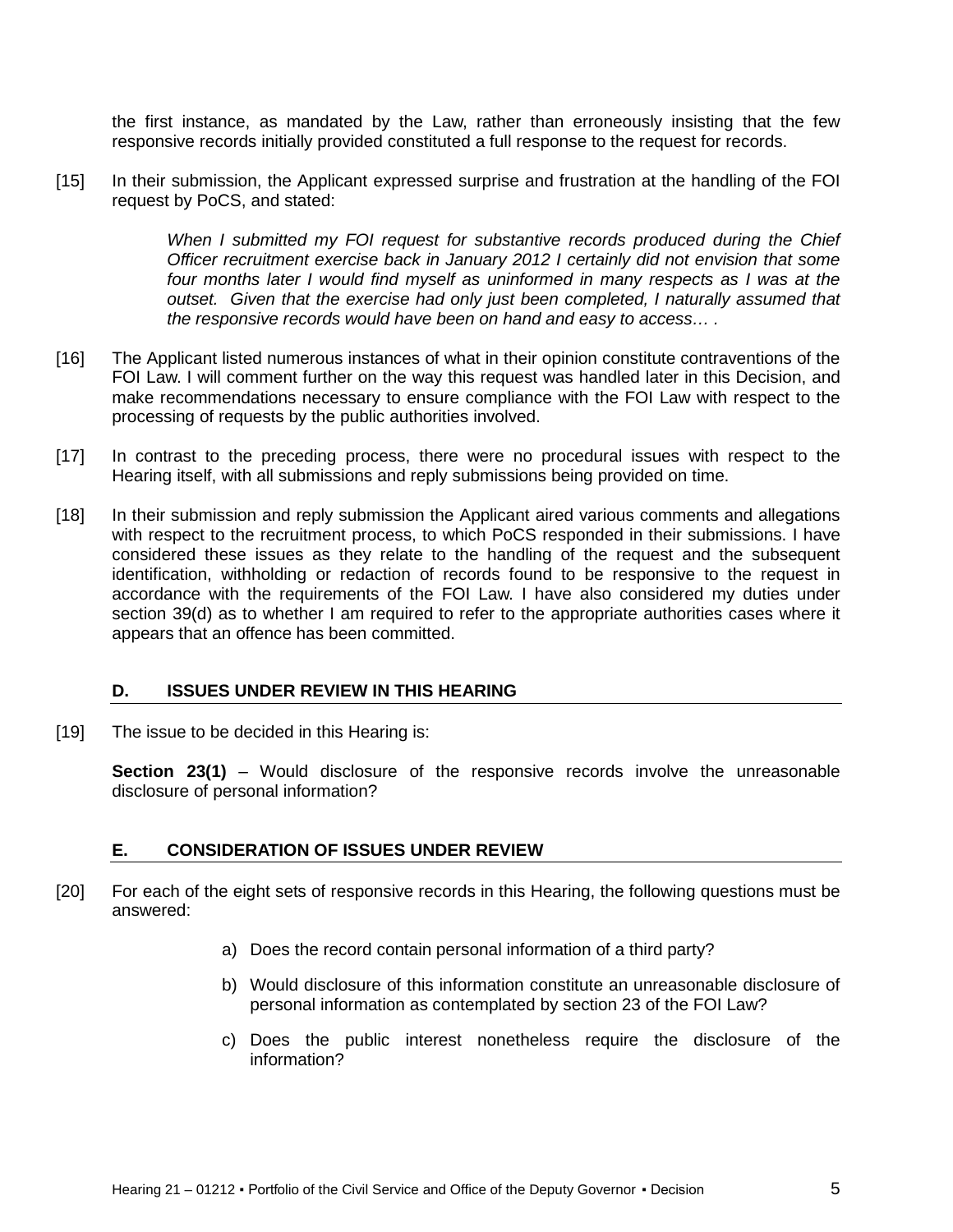the first instance, as mandated by the Law, rather than erroneously insisting that the few responsive records initially provided constituted a full response to the request for records.

[15] In their submission, the Applicant expressed surprise and frustration at the handling of the FOI request by PoCS, and stated:

> *When I submitted my FOI request for substantive records produced during the Chief Officer recruitment exercise back in January 2012 I certainly did not envision that some four months later I would find myself as uninformed in many respects as I was at the outset. Given that the exercise had only just been completed, I naturally assumed that the responsive records would have been on hand and easy to access… .*

[16] The Applicant listed numerous instances of what in their opinion constitute contraventions of the FOI Law. I will comment further on the way this request was handled later in this Decision, and make recommendations necessary to ensure compliance with the FOI Law with respect to the processing of requests by the public authorities involved.

[17] In contrast to the preceding process, there were no procedural issues with respect to the Hearing itself, with all submissions and reply submissions being provided on time.

[18] In their submission and reply submission the Applicant aired various comments and allegations with respect to the recruitment process, to which PoCS responded in their submissions. I have considered these issues as they relate to the handling of the request and the subsequent identification, withholding or redaction of records found to be responsive to the request in accordance with the requirements of the FOI Law. I have also considered my duties under section 39(d) as to whether I am required to refer to the appropriate authorities cases where it appears that an offence has been committed.

## D. ISSUES UNDER REVIEW IN THIS HEARING

[19] The issue to be decided in this Hearing is:

**Section 23(1)** – Would disclosure of the responsive records involve the unreasonable disclosure of personal information?

## E. CONSIDERATION OF ISSUES UNDER REVIEW

[20] For each of the eight sets of responsive records in this Hearing, the following questions must be answered:

a) Does the record contain personal information of a third party?

b) Would disclosure of this information constitute an unreasonable disclosure of personal information as contemplated by section 23 of the FOI Law?

c) Does the public interest nonetheless require the disclosure of the information?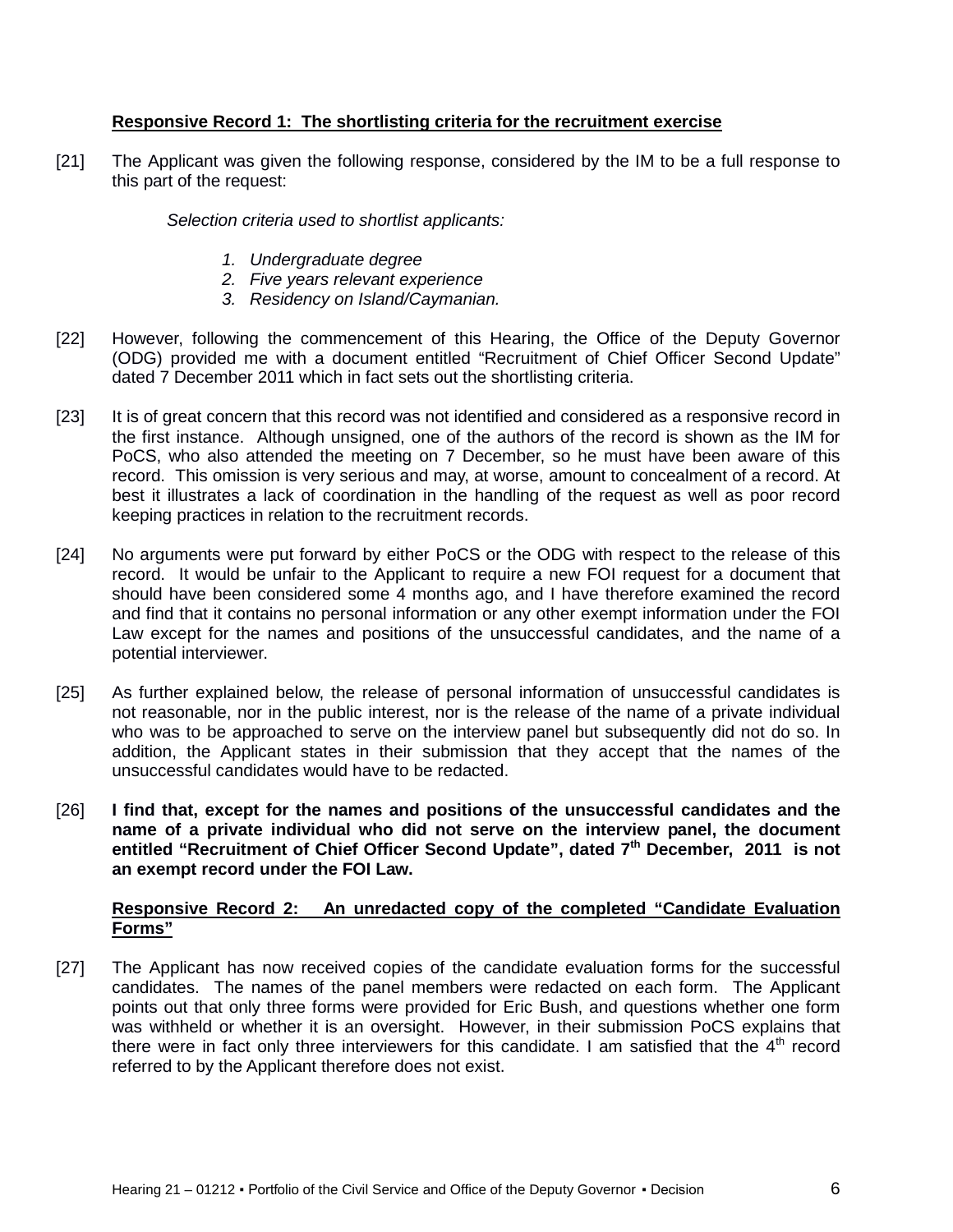**Responsive Record 1: The shortlisting criteria for the recruitment exercise**

[21] The Applicant was given the following response, considered by the IM to be a full response to this part of the request:

*Selection criteria used to shortlist applicants:*

1. *Undergraduate degree*
2. *Five years relevant experience*
3. *Residency on Island/Caymanian.*

[22] However, following the commencement of this Hearing, the Office of the Deputy Governor (ODG) provided me with a document entitled "Recruitment of Chief Officer Second Update" dated 7 December 2011 which in fact sets out the shortlisting criteria.

[23] It is of great concern that this record was not identified and considered as a responsive record in the first instance. Although unsigned, one of the authors of the record is shown as the IM for PoCS, who also attended the meeting on 7 December, so he must have been aware of this record. This omission is very serious and may, at worse, amount to concealment of a record. At best it illustrates a lack of coordination in the handling of the request as well as poor record keeping practices in relation to the recruitment records.

[24] No arguments were put forward by either PoCS or the ODG with respect to the release of this record. It would be unfair to the Applicant to require a new FOI request for a document that should have been considered some 4 months ago, and I have therefore examined the record and find that it contains no personal information or any other exempt information under the FOI Law except for the names and positions of the unsuccessful candidates, and the name of a potential interviewer.

[25] As further explained below, the release of personal information of unsuccessful candidates is not reasonable, nor in the public interest, nor is the release of the name of a private individual who was to be approached to serve on the interview panel but subsequently did not do so. In addition, the Applicant states in their submission that they accept that the names of the unsuccessful candidates would have to be redacted.

[26] **I find that, except for the names and positions of the unsuccessful candidates and the name of a private individual who did not serve on the interview panel, the document entitled "Recruitment of Chief Officer Second Update", dated 7th December, 2011 is not an exempt record under the FOI Law.**

**Responsive Record 2: An unredacted copy of the completed "Candidate Evaluation Forms"**

[27] The Applicant has now received copies of the candidate evaluation forms for the successful candidates. The names of the panel members were redacted on each form. The Applicant points out that only three forms were provided for Eric Bush, and questions whether one form was withheld or whether it is an oversight. However, in their submission PoCS explains that there were in fact only three interviewers for this candidate. I am satisfied that the 4th record referred to by the Applicant therefore does not exist.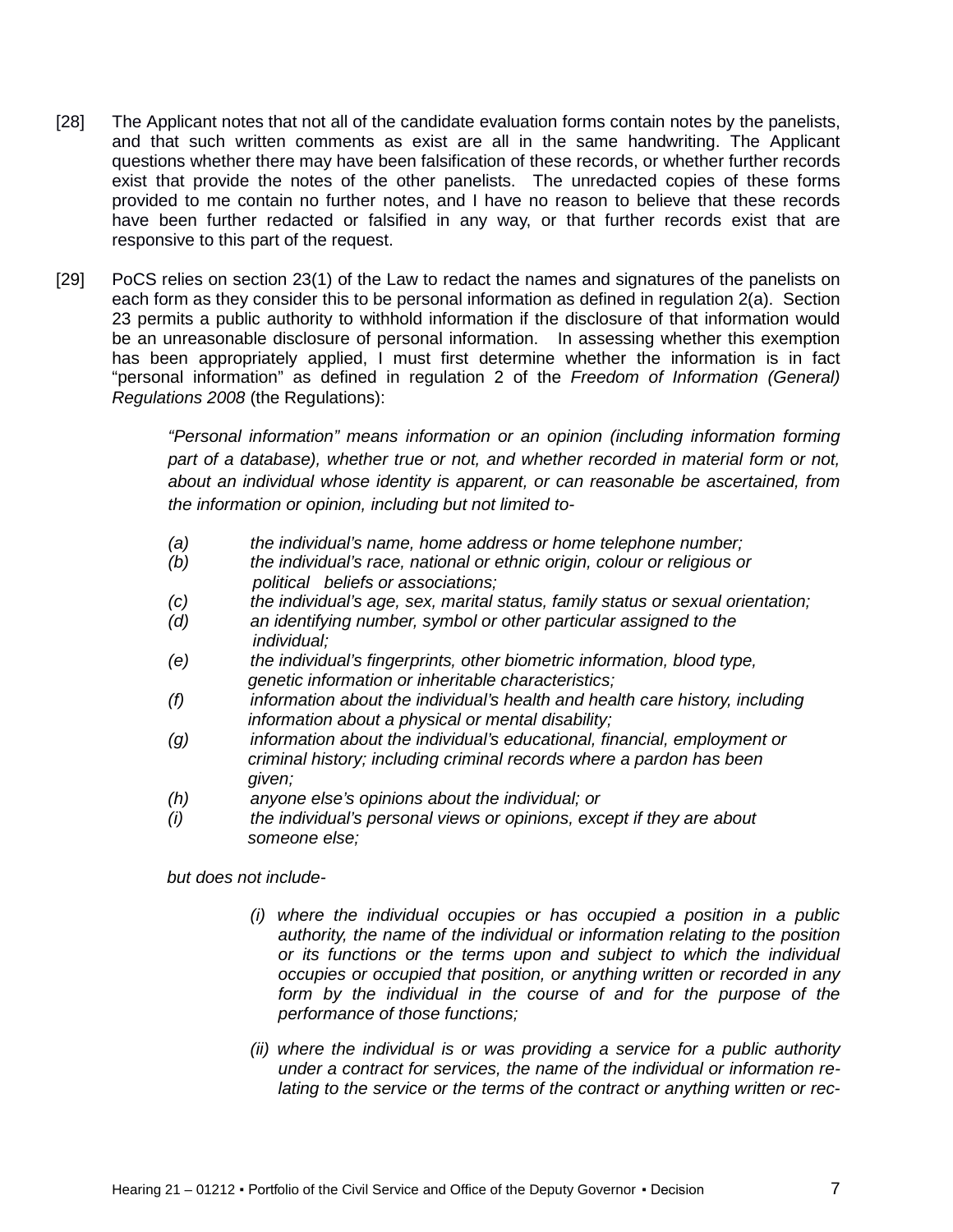[28] The Applicant notes that not all of the candidate evaluation forms contain notes by the panelists, and that such written comments as exist are all in the same handwriting. The Applicant questions whether there may have been falsification of these records, or whether further records exist that provide the notes of the other panelists. The unredacted copies of these forms provided to me contain no further notes, and I have no reason to believe that these records have been further redacted or falsified in any way, or that further records exist that are responsive to this part of the request.

[29] PoCS relies on section 23(1) of the Law to redact the names and signatures of the panelists on each form as they consider this to be personal information as defined in regulation 2(a). Section 23 permits a public authority to withhold information if the disclosure of that information would be an unreasonable disclosure of personal information. In assessing whether this exemption has been appropriately applied, I must first determine whether the information is in fact "personal information" as defined in regulation 2 of the *Freedom of Information (General) Regulations 2008* (the Regulations):

> *"Personal information" means information or an opinion (including information forming part of a database), whether true or not, and whether recorded in material form or not, about an individual whose identity is apparent, or can reasonable be ascertained, from the information or opinion, including but not limited to-*
>
> *(a) the individual's name, home address or home telephone number;*
> *(b) the individual's race, national or ethnic origin, colour or religious or political beliefs or associations;*
> *(c) the individual's age, sex, marital status, family status or sexual orientation;*
> *(d) an identifying number, symbol or other particular assigned to the individual;*
> *(e) the individual's fingerprints, other biometric information, blood type, genetic information or inheritable characteristics;*
> *(f) information about the individual's health and health care history, including information about a physical or mental disability;*
> *(g) information about the individual's educational, financial, employment or criminal history; including criminal records where a pardon has been given;*
> *(h) anyone else's opinions about the individual; or*
> *(i) the individual's personal views or opinions, except if they are about someone else;*
>
> *but does not include-*
>
> *(i) where the individual occupies or has occupied a position in a public authority, the name of the individual or information relating to the position or its functions or the terms upon and subject to which the individual occupies or occupied that position, or anything written or recorded in any form by the individual in the course of and for the purpose of the performance of those functions;*
>
> *(ii) where the individual is or was providing a service for a public authority under a contract for services, the name of the individual or information relating to the service or the terms of the contract or anything written or rec-*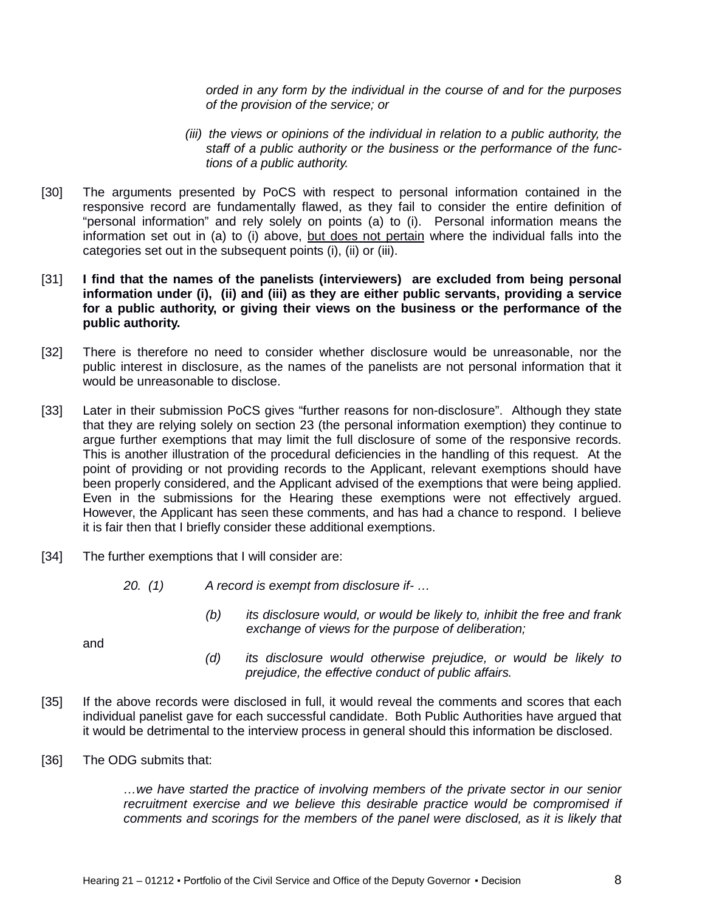*orded in any form by the individual in the course of and for the purposes of the provision of the service; or*

*(iii) the views or opinions of the individual in relation to a public authority, the staff of a public authority or the business or the performance of the functions of a public authority.*

[30] The arguments presented by PoCS with respect to personal information contained in the responsive record are fundamentally flawed, as they fail to consider the entire definition of "personal information" and rely solely on points (a) to (i). Personal information means the information set out in (a) to (i) above, <u>but does not pertain</u> where the individual falls into the categories set out in the subsequent points (i), (ii) or (iii).

[31] **I find that the names of the panelists (interviewers) are excluded from being personal information under (i), (ii) and (iii) as they are either public servants, providing a service for a public authority, or giving their views on the business or the performance of the public authority.**

[32] There is therefore no need to consider whether disclosure would be unreasonable, nor the public interest in disclosure, as the names of the panelists are not personal information that it would be unreasonable to disclose.

[33] Later in their submission PoCS gives "further reasons for non-disclosure". Although they state that they are relying solely on section 23 (the personal information exemption) they continue to argue further exemptions that may limit the full disclosure of some of the responsive records. This is another illustration of the procedural deficiencies in the handling of this request. At the point of providing or not providing records to the Applicant, relevant exemptions should have been properly considered, and the Applicant advised of the exemptions that were being applied. Even in the submissions for the Hearing these exemptions were not effectively argued. However, the Applicant has seen these comments, and has had a chance to respond. I believe it is fair then that I briefly consider these additional exemptions.

[34] The further exemptions that I will consider are:

*20. (1) A record is exempt from disclosure if- …*

*(b) its disclosure would, or would be likely to, inhibit the free and frank exchange of views for the purpose of deliberation;*

and

*(d) its disclosure would otherwise prejudice, or would be likely to prejudice, the effective conduct of public affairs.*

[35] If the above records were disclosed in full, it would reveal the comments and scores that each individual panelist gave for each successful candidate. Both Public Authorities have argued that it would be detrimental to the interview process in general should this information be disclosed.

[36] The ODG submits that:

*…we have started the practice of involving members of the private sector in our senior recruitment exercise and we believe this desirable practice would be compromised if comments and scorings for the members of the panel were disclosed, as it is likely that*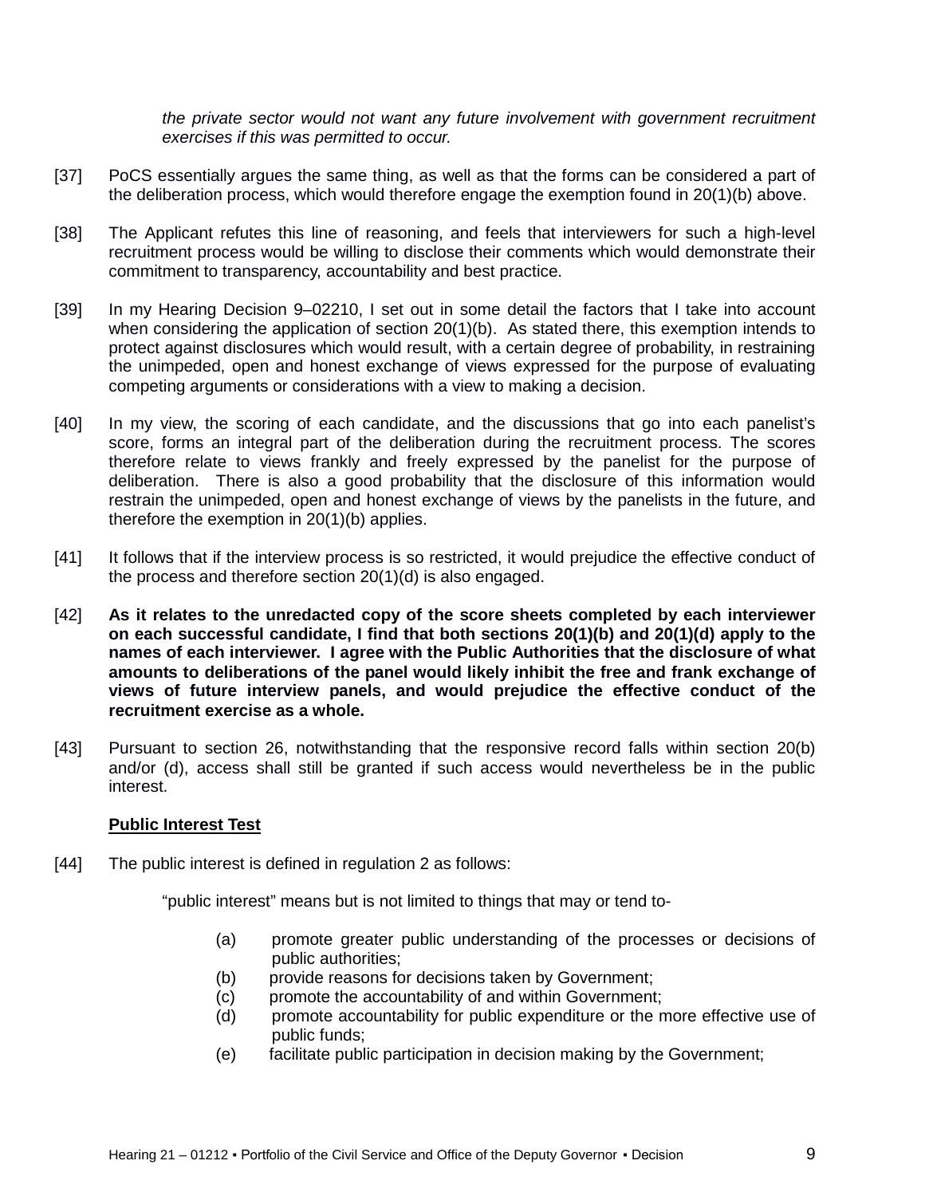*the private sector would not want any future involvement with government recruitment exercises if this was permitted to occur.*

[37] PoCS essentially argues the same thing, as well as that the forms can be considered a part of the deliberation process, which would therefore engage the exemption found in 20(1)(b) above.

[38] The Applicant refutes this line of reasoning, and feels that interviewers for such a high-level recruitment process would be willing to disclose their comments which would demonstrate their commitment to transparency, accountability and best practice.

[39] In my Hearing Decision 9–02210, I set out in some detail the factors that I take into account when considering the application of section 20(1)(b). As stated there, this exemption intends to protect against disclosures which would result, with a certain degree of probability, in restraining the unimpeded, open and honest exchange of views expressed for the purpose of evaluating competing arguments or considerations with a view to making a decision.

[40] In my view, the scoring of each candidate, and the discussions that go into each panelist's score, forms an integral part of the deliberation during the recruitment process. The scores therefore relate to views frankly and freely expressed by the panelist for the purpose of deliberation. There is also a good probability that the disclosure of this information would restrain the unimpeded, open and honest exchange of views by the panelists in the future, and therefore the exemption in 20(1)(b) applies.

[41] It follows that if the interview process is so restricted, it would prejudice the effective conduct of the process and therefore section 20(1)(d) is also engaged.

[42] **As it relates to the unredacted copy of the score sheets completed by each interviewer on each successful candidate, I find that both sections 20(1)(b) and 20(1)(d) apply to the names of each interviewer. I agree with the Public Authorities that the disclosure of what amounts to deliberations of the panel would likely inhibit the free and frank exchange of views of future interview panels, and would prejudice the effective conduct of the recruitment exercise as a whole.**

[43] Pursuant to section 26, notwithstanding that the responsive record falls within section 20(b) and/or (d), access shall still be granted if such access would nevertheless be in the public interest.

**Public Interest Test**

[44] The public interest is defined in regulation 2 as follows:

"public interest" means but is not limited to things that may or tend to-

(a) promote greater public understanding of the processes or decisions of public authorities;
(b) provide reasons for decisions taken by Government;
(c) promote the accountability of and within Government;
(d) promote accountability for public expenditure or the more effective use of public funds;
(e) facilitate public participation in decision making by the Government;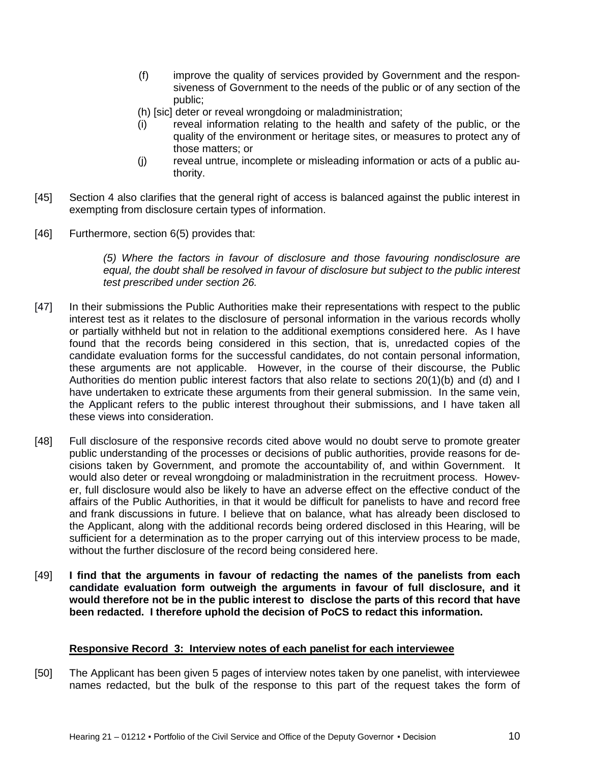(f) improve the quality of services provided by Government and the responsiveness of Government to the needs of the public or of any section of the public;

(h) [sic] deter or reveal wrongdoing or maladministration;

(i) reveal information relating to the health and safety of the public, or the quality of the environment or heritage sites, or measures to protect any of those matters; or

(j) reveal untrue, incomplete or misleading information or acts of a public authority.

[45] Section 4 also clarifies that the general right of access is balanced against the public interest in exempting from disclosure certain types of information.

[46] Furthermore, section 6(5) provides that:

> *(5) Where the factors in favour of disclosure and those favouring nondisclosure are equal, the doubt shall be resolved in favour of disclosure but subject to the public interest test prescribed under section 26.*

[47] In their submissions the Public Authorities make their representations with respect to the public interest test as it relates to the disclosure of personal information in the various records wholly or partially withheld but not in relation to the additional exemptions considered here. As I have found that the records being considered in this section, that is, unredacted copies of the candidate evaluation forms for the successful candidates, do not contain personal information, these arguments are not applicable. However, in the course of their discourse, the Public Authorities do mention public interest factors that also relate to sections 20(1)(b) and (d) and I have undertaken to extricate these arguments from their general submission. In the same vein, the Applicant refers to the public interest throughout their submissions, and I have taken all these views into consideration.

[48] Full disclosure of the responsive records cited above would no doubt serve to promote greater public understanding of the processes or decisions of public authorities, provide reasons for decisions taken by Government, and promote the accountability of, and within Government. It would also deter or reveal wrongdoing or maladministration in the recruitment process. However, full disclosure would also be likely to have an adverse effect on the effective conduct of the affairs of the Public Authorities, in that it would be difficult for panelists to have and record free and frank discussions in future. I believe that on balance, what has already been disclosed to the Applicant, along with the additional records being ordered disclosed in this Hearing, will be sufficient for a determination as to the proper carrying out of this interview process to be made, without the further disclosure of the record being considered here.

[49] **I find that the arguments in favour of redacting the names of the panelists from each candidate evaluation form outweigh the arguments in favour of full disclosure, and it would therefore not be in the public interest to disclose the parts of this record that have been redacted. I therefore uphold the decision of PoCS to redact this information.**

**Responsive Record 3: Interview notes of each panelist for each interviewee**

[50] The Applicant has been given 5 pages of interview notes taken by one panelist, with interviewee names redacted, but the bulk of the response to this part of the request takes the form of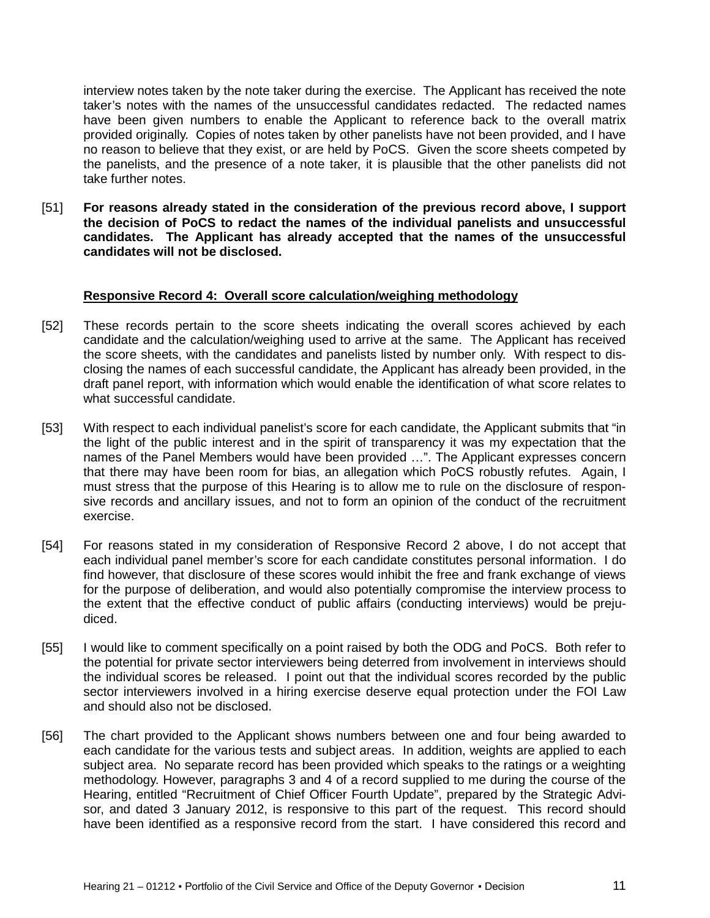interview notes taken by the note taker during the exercise. The Applicant has received the note taker's notes with the names of the unsuccessful candidates redacted. The redacted names have been given numbers to enable the Applicant to reference back to the overall matrix provided originally. Copies of notes taken by other panelists have not been provided, and I have no reason to believe that they exist, or are held by PoCS. Given the score sheets competed by the panelists, and the presence of a note taker, it is plausible that the other panelists did not take further notes.

[51] **For reasons already stated in the consideration of the previous record above, I support the decision of PoCS to redact the names of the individual panelists and unsuccessful candidates. The Applicant has already accepted that the names of the unsuccessful candidates will not be disclosed.**

**Responsive Record 4: Overall score calculation/weighing methodology**

[52] These records pertain to the score sheets indicating the overall scores achieved by each candidate and the calculation/weighing used to arrive at the same. The Applicant has received the score sheets, with the candidates and panelists listed by number only. With respect to disclosing the names of each successful candidate, the Applicant has already been provided, in the draft panel report, with information which would enable the identification of what score relates to what successful candidate.

[53] With respect to each individual panelist's score for each candidate, the Applicant submits that "in the light of the public interest and in the spirit of transparency it was my expectation that the names of the Panel Members would have been provided …". The Applicant expresses concern that there may have been room for bias, an allegation which PoCS robustly refutes. Again, I must stress that the purpose of this Hearing is to allow me to rule on the disclosure of responsive records and ancillary issues, and not to form an opinion of the conduct of the recruitment exercise.

[54] For reasons stated in my consideration of Responsive Record 2 above, I do not accept that each individual panel member's score for each candidate constitutes personal information. I do find however, that disclosure of these scores would inhibit the free and frank exchange of views for the purpose of deliberation, and would also potentially compromise the interview process to the extent that the effective conduct of public affairs (conducting interviews) would be prejudiced.

[55] I would like to comment specifically on a point raised by both the ODG and PoCS. Both refer to the potential for private sector interviewers being deterred from involvement in interviews should the individual scores be released. I point out that the individual scores recorded by the public sector interviewers involved in a hiring exercise deserve equal protection under the FOI Law and should also not be disclosed.

[56] The chart provided to the Applicant shows numbers between one and four being awarded to each candidate for the various tests and subject areas. In addition, weights are applied to each subject area. No separate record has been provided which speaks to the ratings or a weighting methodology. However, paragraphs 3 and 4 of a record supplied to me during the course of the Hearing, entitled "Recruitment of Chief Officer Fourth Update", prepared by the Strategic Advisor, and dated 3 January 2012, is responsive to this part of the request. This record should have been identified as a responsive record from the start. I have considered this record and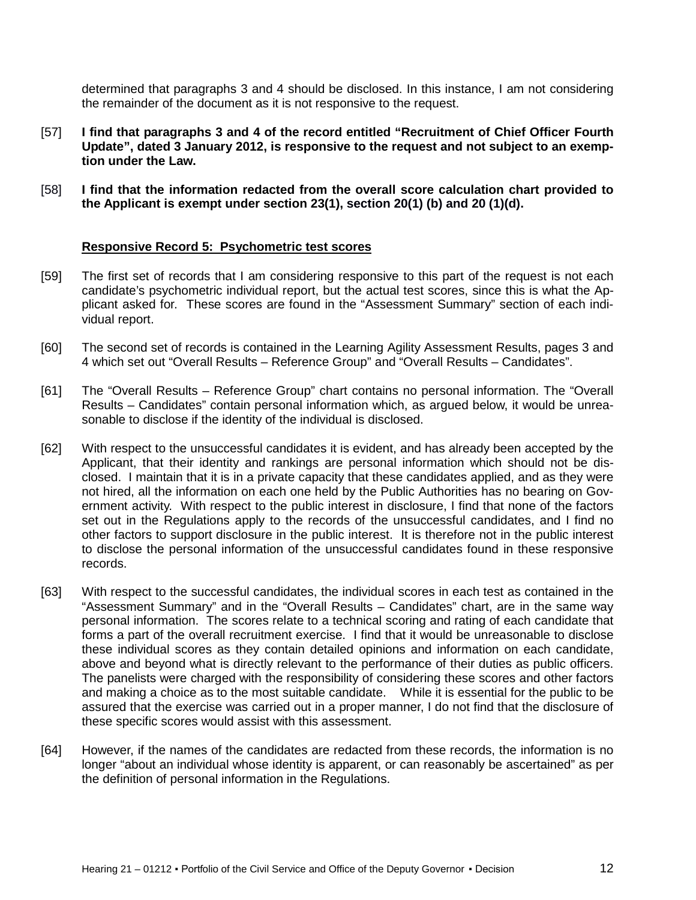determined that paragraphs 3 and 4 should be disclosed. In this instance, I am not considering the remainder of the document as it is not responsive to the request.

[57] **I find that paragraphs 3 and 4 of the record entitled "Recruitment of Chief Officer Fourth Update", dated 3 January 2012, is responsive to the request and not subject to an exemption under the Law.**

[58] **I find that the information redacted from the overall score calculation chart provided to the Applicant is exempt under section 23(1), section 20(1) (b) and 20 (1)(d).**

**Responsive Record 5: Psychometric test scores**

[59] The first set of records that I am considering responsive to this part of the request is not each candidate's psychometric individual report, but the actual test scores, since this is what the Applicant asked for. These scores are found in the "Assessment Summary" section of each individual report.

[60] The second set of records is contained in the Learning Agility Assessment Results, pages 3 and 4 which set out "Overall Results – Reference Group" and "Overall Results – Candidates".

[61] The "Overall Results – Reference Group" chart contains no personal information. The "Overall Results – Candidates" contain personal information which, as argued below, it would be unreasonable to disclose if the identity of the individual is disclosed.

[62] With respect to the unsuccessful candidates it is evident, and has already been accepted by the Applicant, that their identity and rankings are personal information which should not be disclosed. I maintain that it is in a private capacity that these candidates applied, and as they were not hired, all the information on each one held by the Public Authorities has no bearing on Government activity. With respect to the public interest in disclosure, I find that none of the factors set out in the Regulations apply to the records of the unsuccessful candidates, and I find no other factors to support disclosure in the public interest. It is therefore not in the public interest to disclose the personal information of the unsuccessful candidates found in these responsive records.

[63] With respect to the successful candidates, the individual scores in each test as contained in the "Assessment Summary" and in the "Overall Results – Candidates" chart, are in the same way personal information. The scores relate to a technical scoring and rating of each candidate that forms a part of the overall recruitment exercise. I find that it would be unreasonable to disclose these individual scores as they contain detailed opinions and information on each candidate, above and beyond what is directly relevant to the performance of their duties as public officers. The panelists were charged with the responsibility of considering these scores and other factors and making a choice as to the most suitable candidate. While it is essential for the public to be assured that the exercise was carried out in a proper manner, I do not find that the disclosure of these specific scores would assist with this assessment.

[64] However, if the names of the candidates are redacted from these records, the information is no longer "about an individual whose identity is apparent, or can reasonably be ascertained" as per the definition of personal information in the Regulations.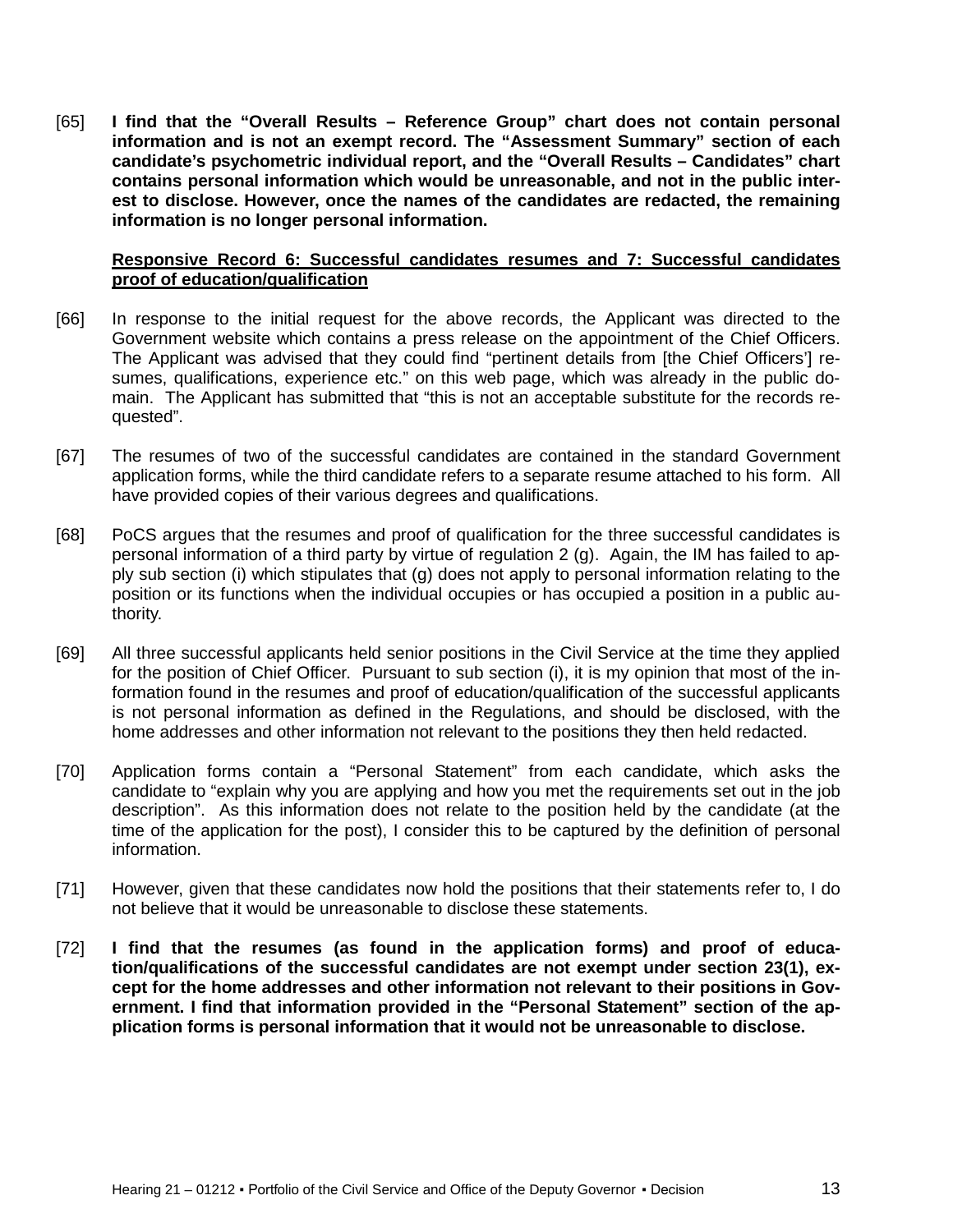[65] **I find that the "Overall Results – Reference Group" chart does not contain personal information and is not an exempt record. The "Assessment Summary" section of each candidate's psychometric individual report, and the "Overall Results – Candidates" chart contains personal information which would be unreasonable, and not in the public interest to disclose. However, once the names of the candidates are redacted, the remaining information is no longer personal information.**

**<u>Responsive Record 6: Successful candidates resumes and 7: Successful candidates proof of education/qualification</u>**

[66] In response to the initial request for the above records, the Applicant was directed to the Government website which contains a press release on the appointment of the Chief Officers. The Applicant was advised that they could find "pertinent details from [the Chief Officers'] resumes, qualifications, experience etc." on this web page, which was already in the public domain. The Applicant has submitted that "this is not an acceptable substitute for the records requested".

[67] The resumes of two of the successful candidates are contained in the standard Government application forms, while the third candidate refers to a separate resume attached to his form. All have provided copies of their various degrees and qualifications.

[68] PoCS argues that the resumes and proof of qualification for the three successful candidates is personal information of a third party by virtue of regulation 2 (g). Again, the IM has failed to apply sub section (i) which stipulates that (g) does not apply to personal information relating to the position or its functions when the individual occupies or has occupied a position in a public authority.

[69] All three successful applicants held senior positions in the Civil Service at the time they applied for the position of Chief Officer. Pursuant to sub section (i), it is my opinion that most of the information found in the resumes and proof of education/qualification of the successful applicants is not personal information as defined in the Regulations, and should be disclosed, with the home addresses and other information not relevant to the positions they then held redacted.

[70] Application forms contain a "Personal Statement" from each candidate, which asks the candidate to "explain why you are applying and how you met the requirements set out in the job description". As this information does not relate to the position held by the candidate (at the time of the application for the post), I consider this to be captured by the definition of personal information.

[71] However, given that these candidates now hold the positions that their statements refer to, I do not believe that it would be unreasonable to disclose these statements.

[72] **I find that the resumes (as found in the application forms) and proof of education/qualifications of the successful candidates are not exempt under section 23(1), except for the home addresses and other information not relevant to their positions in Government. I find that information provided in the "Personal Statement" section of the application forms is personal information that it would not be unreasonable to disclose.**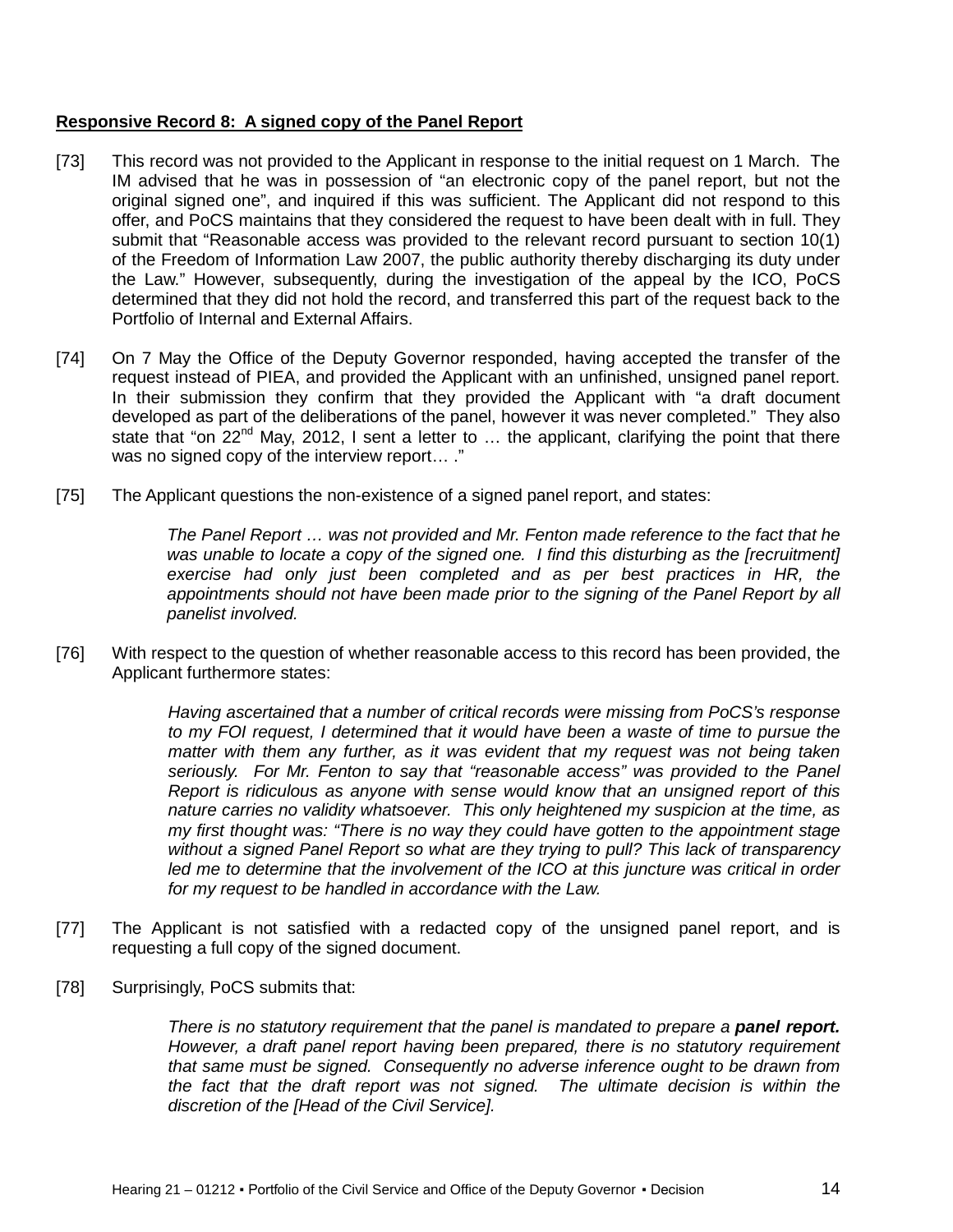**Responsive Record 8: A signed copy of the Panel Report**

[73] This record was not provided to the Applicant in response to the initial request on 1 March. The IM advised that he was in possession of "an electronic copy of the panel report, but not the original signed one", and inquired if this was sufficient. The Applicant did not respond to this offer, and PoCS maintains that they considered the request to have been dealt with in full. They submit that "Reasonable access was provided to the relevant record pursuant to section 10(1) of the Freedom of Information Law 2007, the public authority thereby discharging its duty under the Law." However, subsequently, during the investigation of the appeal by the ICO, PoCS determined that they did not hold the record, and transferred this part of the request back to the Portfolio of Internal and External Affairs.

[74] On 7 May the Office of the Deputy Governor responded, having accepted the transfer of the request instead of PIEA, and provided the Applicant with an unfinished, unsigned panel report. In their submission they confirm that they provided the Applicant with "a draft document developed as part of the deliberations of the panel, however it was never completed." They also state that "on 22nd May, 2012, I sent a letter to … the applicant, clarifying the point that there was no signed copy of the interview report… ."

[75] The Applicant questions the non-existence of a signed panel report, and states:

> *The Panel Report … was not provided and Mr. Fenton made reference to the fact that he was unable to locate a copy of the signed one. I find this disturbing as the [recruitment] exercise had only just been completed and as per best practices in HR, the appointments should not have been made prior to the signing of the Panel Report by all panelist involved.*

[76] With respect to the question of whether reasonable access to this record has been provided, the Applicant furthermore states:

> *Having ascertained that a number of critical records were missing from PoCS's response to my FOI request, I determined that it would have been a waste of time to pursue the matter with them any further, as it was evident that my request was not being taken seriously. For Mr. Fenton to say that "reasonable access" was provided to the Panel Report is ridiculous as anyone with sense would know that an unsigned report of this nature carries no validity whatsoever. This only heightened my suspicion at the time, as my first thought was: "There is no way they could have gotten to the appointment stage without a signed Panel Report so what are they trying to pull? This lack of transparency led me to determine that the involvement of the ICO at this juncture was critical in order for my request to be handled in accordance with the Law.*

[77] The Applicant is not satisfied with a redacted copy of the unsigned panel report, and is requesting a full copy of the signed document.

[78] Surprisingly, PoCS submits that:

> *There is no statutory requirement that the panel is mandated to prepare a **panel report.** However, a draft panel report having been prepared, there is no statutory requirement that same must be signed. Consequently no adverse inference ought to be drawn from the fact that the draft report was not signed. The ultimate decision is within the discretion of the [Head of the Civil Service].*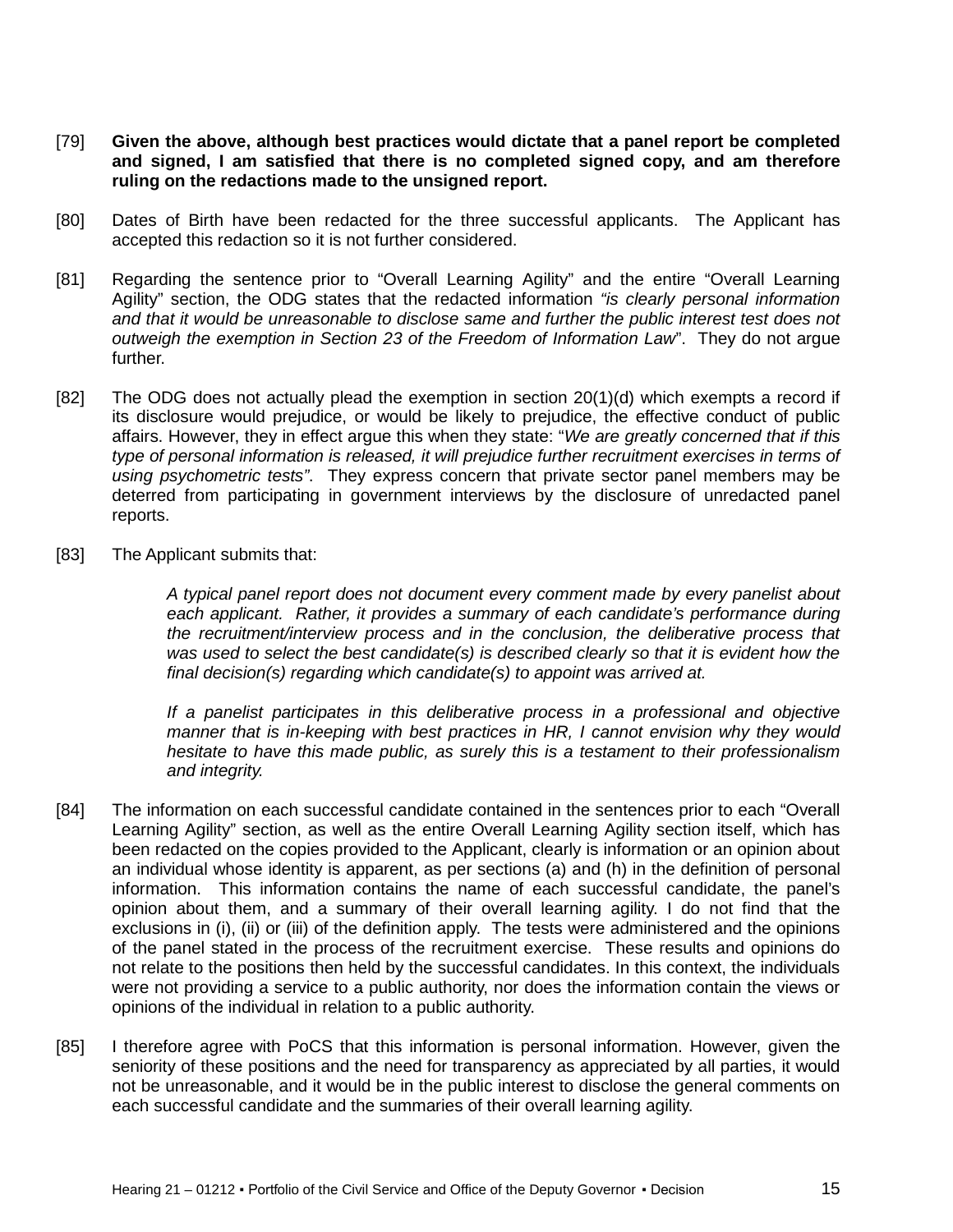[79] **Given the above, although best practices would dictate that a panel report be completed and signed, I am satisfied that there is no completed signed copy, and am therefore ruling on the redactions made to the unsigned report.**

[80] Dates of Birth have been redacted for the three successful applicants. The Applicant has accepted this redaction so it is not further considered.

[81] Regarding the sentence prior to "Overall Learning Agility" and the entire "Overall Learning Agility" section, the ODG states that the redacted information *"is clearly personal information and that it would be unreasonable to disclose same and further the public interest test does not outweigh the exemption in Section 23 of the Freedom of Information Law*". They do not argue further.

[82] The ODG does not actually plead the exemption in section 20(1)(d) which exempts a record if its disclosure would prejudice, or would be likely to prejudice, the effective conduct of public affairs. However, they in effect argue this when they state: "*We are greatly concerned that if this type of personal information is released, it will prejudice further recruitment exercises in terms of using psychometric tests"*. They express concern that private sector panel members may be deterred from participating in government interviews by the disclosure of unredacted panel reports.

[83] The Applicant submits that:

> *A typical panel report does not document every comment made by every panelist about each applicant. Rather, it provides a summary of each candidate's performance during the recruitment/interview process and in the conclusion, the deliberative process that was used to select the best candidate(s) is described clearly so that it is evident how the final decision(s) regarding which candidate(s) to appoint was arrived at.*
>
> *If a panelist participates in this deliberative process in a professional and objective manner that is in-keeping with best practices in HR, I cannot envision why they would hesitate to have this made public, as surely this is a testament to their professionalism and integrity.*

[84] The information on each successful candidate contained in the sentences prior to each "Overall Learning Agility" section, as well as the entire Overall Learning Agility section itself, which has been redacted on the copies provided to the Applicant, clearly is information or an opinion about an individual whose identity is apparent, as per sections (a) and (h) in the definition of personal information. This information contains the name of each successful candidate, the panel's opinion about them, and a summary of their overall learning agility. I do not find that the exclusions in (i), (ii) or (iii) of the definition apply. The tests were administered and the opinions of the panel stated in the process of the recruitment exercise. These results and opinions do not relate to the positions then held by the successful candidates. In this context, the individuals were not providing a service to a public authority, nor does the information contain the views or opinions of the individual in relation to a public authority.

[85] I therefore agree with PoCS that this information is personal information. However, given the seniority of these positions and the need for transparency as appreciated by all parties, it would not be unreasonable, and it would be in the public interest to disclose the general comments on each successful candidate and the summaries of their overall learning agility.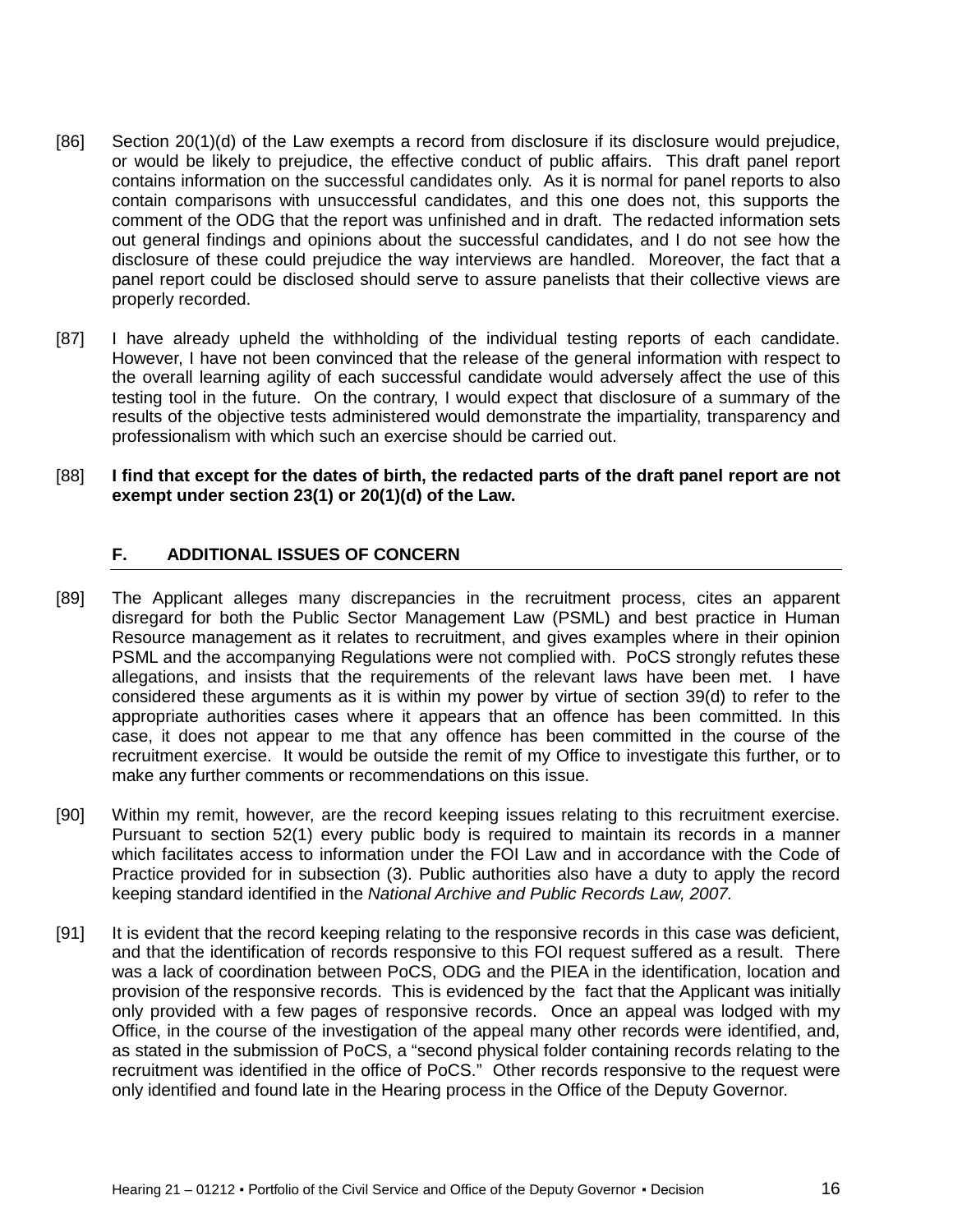[86] Section 20(1)(d) of the Law exempts a record from disclosure if its disclosure would prejudice, or would be likely to prejudice, the effective conduct of public affairs. This draft panel report contains information on the successful candidates only. As it is normal for panel reports to also contain comparisons with unsuccessful candidates, and this one does not, this supports the comment of the ODG that the report was unfinished and in draft. The redacted information sets out general findings and opinions about the successful candidates, and I do not see how the disclosure of these could prejudice the way interviews are handled. Moreover, the fact that a panel report could be disclosed should serve to assure panelists that their collective views are properly recorded.

[87] I have already upheld the withholding of the individual testing reports of each candidate. However, I have not been convinced that the release of the general information with respect to the overall learning agility of each successful candidate would adversely affect the use of this testing tool in the future. On the contrary, I would expect that disclosure of a summary of the results of the objective tests administered would demonstrate the impartiality, transparency and professionalism with which such an exercise should be carried out.

[88] **I find that except for the dates of birth, the redacted parts of the draft panel report are not exempt under section 23(1) or 20(1)(d) of the Law.**

## F. ADDITIONAL ISSUES OF CONCERN

[89] The Applicant alleges many discrepancies in the recruitment process, cites an apparent disregard for both the Public Sector Management Law (PSML) and best practice in Human Resource management as it relates to recruitment, and gives examples where in their opinion PSML and the accompanying Regulations were not complied with. PoCS strongly refutes these allegations, and insists that the requirements of the relevant laws have been met. I have considered these arguments as it is within my power by virtue of section 39(d) to refer to the appropriate authorities cases where it appears that an offence has been committed. In this case, it does not appear to me that any offence has been committed in the course of the recruitment exercise. It would be outside the remit of my Office to investigate this further, or to make any further comments or recommendations on this issue.

[90] Within my remit, however, are the record keeping issues relating to this recruitment exercise. Pursuant to section 52(1) every public body is required to maintain its records in a manner which facilitates access to information under the FOI Law and in accordance with the Code of Practice provided for in subsection (3). Public authorities also have a duty to apply the record keeping standard identified in the *National Archive and Public Records Law, 2007.*

[91] It is evident that the record keeping relating to the responsive records in this case was deficient, and that the identification of records responsive to this FOI request suffered as a result. There was a lack of coordination between PoCS, ODG and the PIEA in the identification, location and provision of the responsive records. This is evidenced by the fact that the Applicant was initially only provided with a few pages of responsive records. Once an appeal was lodged with my Office, in the course of the investigation of the appeal many other records were identified, and, as stated in the submission of PoCS, a "second physical folder containing records relating to the recruitment was identified in the office of PoCS." Other records responsive to the request were only identified and found late in the Hearing process in the Office of the Deputy Governor.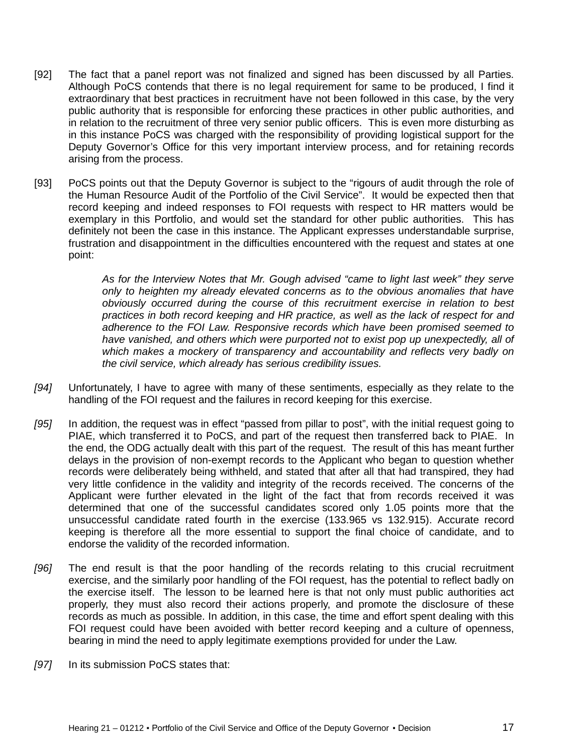[92] The fact that a panel report was not finalized and signed has been discussed by all Parties. Although PoCS contends that there is no legal requirement for same to be produced, I find it extraordinary that best practices in recruitment have not been followed in this case, by the very public authority that is responsible for enforcing these practices in other public authorities, and in relation to the recruitment of three very senior public officers. This is even more disturbing as in this instance PoCS was charged with the responsibility of providing logistical support for the Deputy Governor's Office for this very important interview process, and for retaining records arising from the process.

[93] PoCS points out that the Deputy Governor is subject to the "rigours of audit through the role of the Human Resource Audit of the Portfolio of the Civil Service". It would be expected then that record keeping and indeed responses to FOI requests with respect to HR matters would be exemplary in this Portfolio, and would set the standard for other public authorities. This has definitely not been the case in this instance. The Applicant expresses understandable surprise, frustration and disappointment in the difficulties encountered with the request and states at one point:

> *As for the Interview Notes that Mr. Gough advised "came to light last week" they serve only to heighten my already elevated concerns as to the obvious anomalies that have obviously occurred during the course of this recruitment exercise in relation to best practices in both record keeping and HR practice, as well as the lack of respect for and adherence to the FOI Law. Responsive records which have been promised seemed to have vanished, and others which were purported not to exist pop up unexpectedly, all of which makes a mockery of transparency and accountability and reflects very badly on the civil service, which already has serious credibility issues.*

*[94]* Unfortunately, I have to agree with many of these sentiments, especially as they relate to the handling of the FOI request and the failures in record keeping for this exercise.

*[95]* In addition, the request was in effect "passed from pillar to post", with the initial request going to PIAE, which transferred it to PoCS, and part of the request then transferred back to PIAE. In the end, the ODG actually dealt with this part of the request. The result of this has meant further delays in the provision of non-exempt records to the Applicant who began to question whether records were deliberately being withheld, and stated that after all that had transpired, they had very little confidence in the validity and integrity of the records received. The concerns of the Applicant were further elevated in the light of the fact that from records received it was determined that one of the successful candidates scored only 1.05 points more that the unsuccessful candidate rated fourth in the exercise (133.965 vs 132.915). Accurate record keeping is therefore all the more essential to support the final choice of candidate, and to endorse the validity of the recorded information.

*[96]* The end result is that the poor handling of the records relating to this crucial recruitment exercise, and the similarly poor handling of the FOI request, has the potential to reflect badly on the exercise itself. The lesson to be learned here is that not only must public authorities act properly, they must also record their actions properly, and promote the disclosure of these records as much as possible. In addition, in this case, the time and effort spent dealing with this FOI request could have been avoided with better record keeping and a culture of openness, bearing in mind the need to apply legitimate exemptions provided for under the Law.

*[97]* In its submission PoCS states that: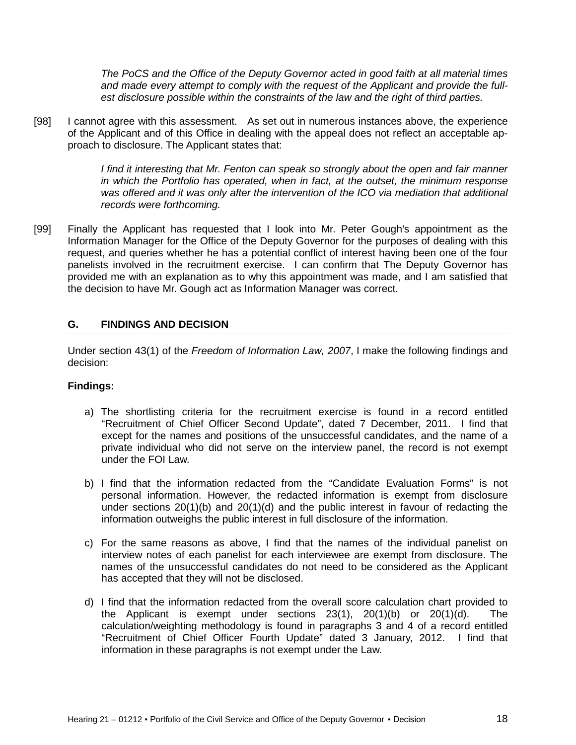*The PoCS and the Office of the Deputy Governor acted in good faith at all material times and made every attempt to comply with the request of the Applicant and provide the fullest disclosure possible within the constraints of the law and the right of third parties.*

[98] I cannot agree with this assessment. As set out in numerous instances above, the experience of the Applicant and of this Office in dealing with the appeal does not reflect an acceptable approach to disclosure. The Applicant states that:

*I find it interesting that Mr. Fenton can speak so strongly about the open and fair manner in which the Portfolio has operated, when in fact, at the outset, the minimum response was offered and it was only after the intervention of the ICO via mediation that additional records were forthcoming.*

[99] Finally the Applicant has requested that I look into Mr. Peter Gough's appointment as the Information Manager for the Office of the Deputy Governor for the purposes of dealing with this request, and queries whether he has a potential conflict of interest having been one of the four panelists involved in the recruitment exercise. I can confirm that The Deputy Governor has provided me with an explanation as to why this appointment was made, and I am satisfied that the decision to have Mr. Gough act as Information Manager was correct.

## G. FINDINGS AND DECISION

Under section 43(1) of the *Freedom of Information Law, 2007*, I make the following findings and decision:

**Findings:**

a) The shortlisting criteria for the recruitment exercise is found in a record entitled "Recruitment of Chief Officer Second Update", dated 7 December, 2011. I find that except for the names and positions of the unsuccessful candidates, and the name of a private individual who did not serve on the interview panel, the record is not exempt under the FOI Law.

b) I find that the information redacted from the "Candidate Evaluation Forms" is not personal information. However, the redacted information is exempt from disclosure under sections 20(1)(b) and 20(1)(d) and the public interest in favour of redacting the information outweighs the public interest in full disclosure of the information.

c) For the same reasons as above, I find that the names of the individual panelist on interview notes of each panelist for each interviewee are exempt from disclosure. The names of the unsuccessful candidates do not need to be considered as the Applicant has accepted that they will not be disclosed.

d) I find that the information redacted from the overall score calculation chart provided to the Applicant is exempt under sections 23(1), 20(1)(b) or 20(1)(d). The calculation/weighting methodology is found in paragraphs 3 and 4 of a record entitled "Recruitment of Chief Officer Fourth Update" dated 3 January, 2012. I find that information in these paragraphs is not exempt under the Law.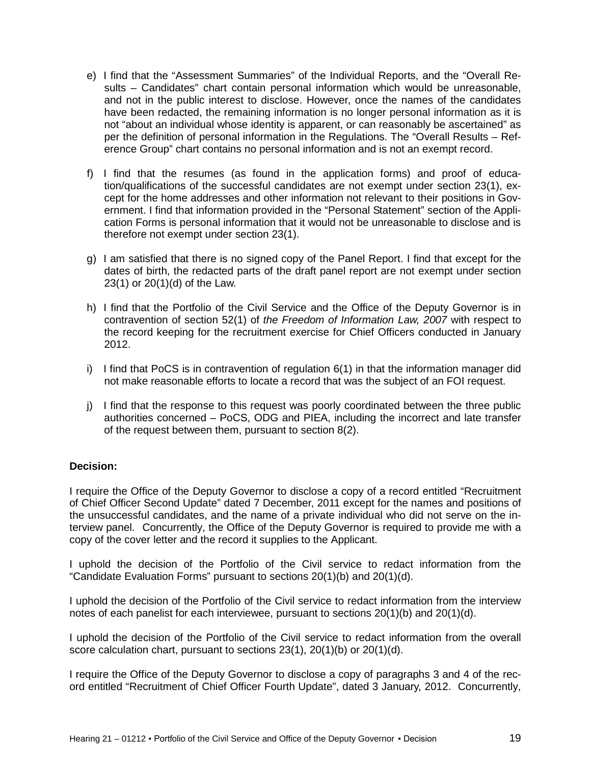e) I find that the "Assessment Summaries" of the Individual Reports, and the "Overall Results – Candidates" chart contain personal information which would be unreasonable, and not in the public interest to disclose. However, once the names of the candidates have been redacted, the remaining information is no longer personal information as it is not "about an individual whose identity is apparent, or can reasonably be ascertained" as per the definition of personal information in the Regulations. The "Overall Results – Reference Group" chart contains no personal information and is not an exempt record.

f) I find that the resumes (as found in the application forms) and proof of education/qualifications of the successful candidates are not exempt under section 23(1), except for the home addresses and other information not relevant to their positions in Government. I find that information provided in the "Personal Statement" section of the Application Forms is personal information that it would not be unreasonable to disclose and is therefore not exempt under section 23(1).

g) I am satisfied that there is no signed copy of the Panel Report. I find that except for the dates of birth, the redacted parts of the draft panel report are not exempt under section 23(1) or 20(1)(d) of the Law.

h) I find that the Portfolio of the Civil Service and the Office of the Deputy Governor is in contravention of section 52(1) of *the Freedom of Information Law, 2007* with respect to the record keeping for the recruitment exercise for Chief Officers conducted in January 2012.

i) I find that PoCS is in contravention of regulation 6(1) in that the information manager did not make reasonable efforts to locate a record that was the subject of an FOI request.

j) I find that the response to this request was poorly coordinated between the three public authorities concerned – PoCS, ODG and PIEA, including the incorrect and late transfer of the request between them, pursuant to section 8(2).

**Decision:**

I require the Office of the Deputy Governor to disclose a copy of a record entitled "Recruitment of Chief Officer Second Update" dated 7 December, 2011 except for the names and positions of the unsuccessful candidates, and the name of a private individual who did not serve on the interview panel. Concurrently, the Office of the Deputy Governor is required to provide me with a copy of the cover letter and the record it supplies to the Applicant.

I uphold the decision of the Portfolio of the Civil service to redact information from the "Candidate Evaluation Forms" pursuant to sections 20(1)(b) and 20(1)(d).

I uphold the decision of the Portfolio of the Civil service to redact information from the interview notes of each panelist for each interviewee, pursuant to sections 20(1)(b) and 20(1)(d).

I uphold the decision of the Portfolio of the Civil service to redact information from the overall score calculation chart, pursuant to sections 23(1), 20(1)(b) or 20(1)(d).

I require the Office of the Deputy Governor to disclose a copy of paragraphs 3 and 4 of the record entitled "Recruitment of Chief Officer Fourth Update", dated 3 January, 2012. Concurrently,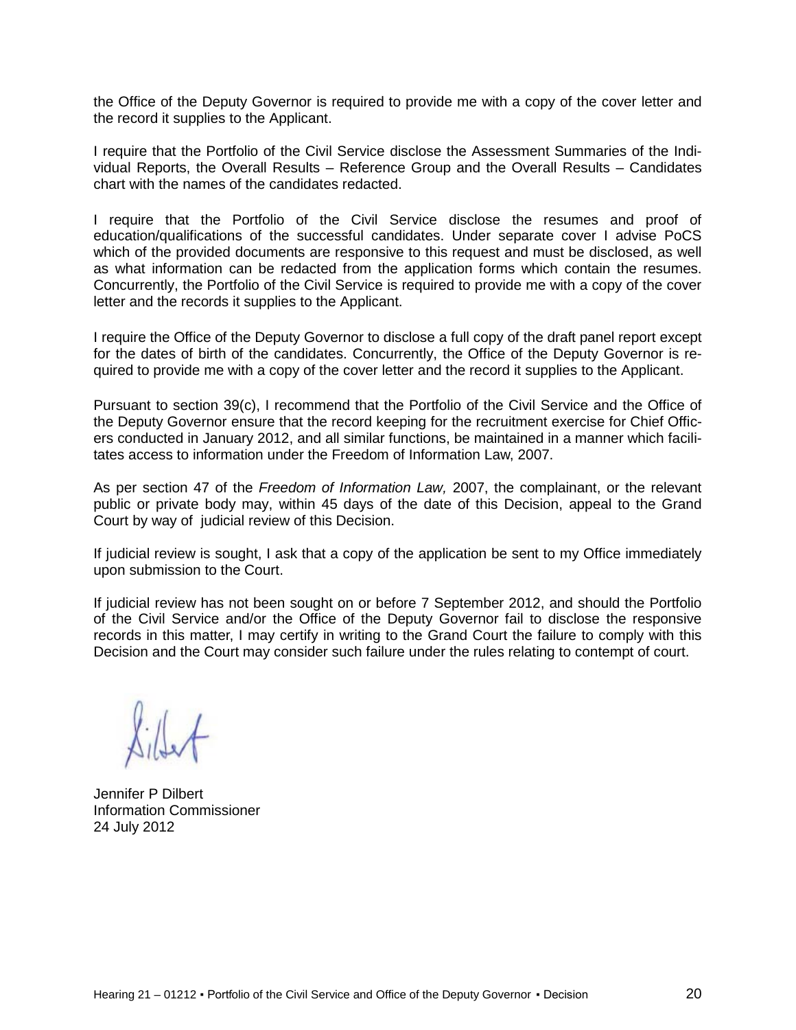the Office of the Deputy Governor is required to provide me with a copy of the cover letter and the record it supplies to the Applicant.

I require that the Portfolio of the Civil Service disclose the Assessment Summaries of the Individual Reports, the Overall Results – Reference Group and the Overall Results – Candidates chart with the names of the candidates redacted.

I require that the Portfolio of the Civil Service disclose the resumes and proof of education/qualifications of the successful candidates. Under separate cover I advise PoCS which of the provided documents are responsive to this request and must be disclosed, as well as what information can be redacted from the application forms which contain the resumes. Concurrently, the Portfolio of the Civil Service is required to provide me with a copy of the cover letter and the records it supplies to the Applicant.

I require the Office of the Deputy Governor to disclose a full copy of the draft panel report except for the dates of birth of the candidates. Concurrently, the Office of the Deputy Governor is required to provide me with a copy of the cover letter and the record it supplies to the Applicant.

Pursuant to section 39(c), I recommend that the Portfolio of the Civil Service and the Office of the Deputy Governor ensure that the record keeping for the recruitment exercise for Chief Officers conducted in January 2012, and all similar functions, be maintained in a manner which facilitates access to information under the Freedom of Information Law, 2007.

As per section 47 of the *Freedom of Information Law,* 2007, the complainant, or the relevant public or private body may, within 45 days of the date of this Decision, appeal to the Grand Court by way of judicial review of this Decision.

If judicial review is sought, I ask that a copy of the application be sent to my Office immediately upon submission to the Court.

If judicial review has not been sought on or before 7 September 2012, and should the Portfolio of the Civil Service and/or the Office of the Deputy Governor fail to disclose the responsive records in this matter, I may certify in writing to the Grand Court the failure to comply with this Decision and the Court may consider such failure under the rules relating to contempt of court.

Jennifer P Dilbert
Information Commissioner
24 July 2012